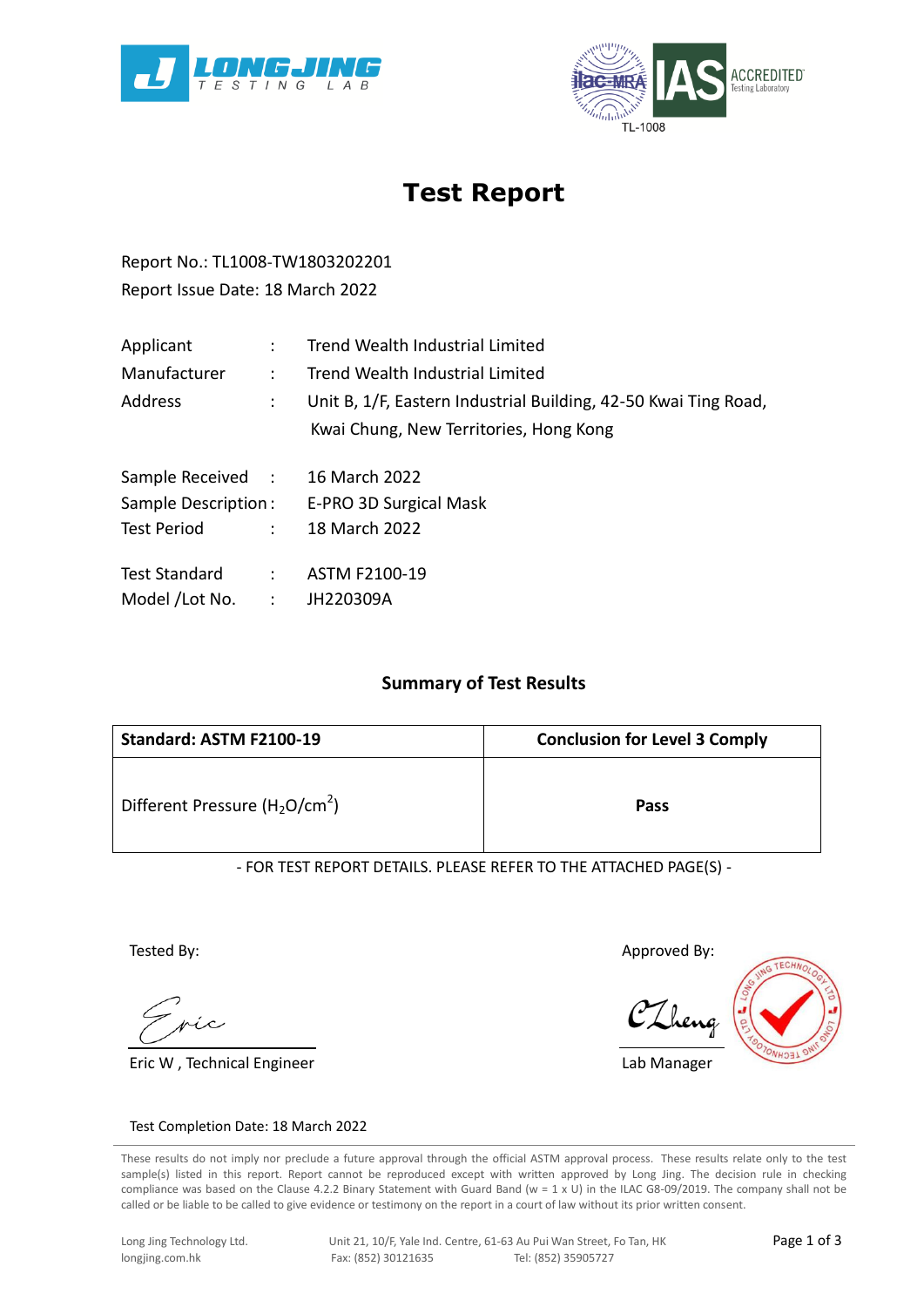LONG JING TESTING LAB

ilac-MRA IAS ACCREDITED Testing Laboratory TL-1008

# Test Report

Report No.: TL1008-TW1803202201

Report Issue Date: 18 March 2022

| | | |
|---|---|---|
| Applicant | : | Trend Wealth Industrial Limited |
| Manufacturer | : | Trend Wealth Industrial Limited |
| Address | : | Unit B, 1/F, Eastern Industrial Building, 42-50 Kwai Ting Road, Kwai Chung, New Territories, Hong Kong |
| Sample Received | : | 16 March 2022 |
| Sample Description | : | E-PRO 3D Surgical Mask |
| Test Period | : | 18 March 2022 |
| Test Standard | : | ASTM F2100-19 |
| Model /Lot No. | : | JH220309A |

## Summary of Test Results

| Standard: ASTM F2100-19 | Conclusion for Level 3 Comply |
|---|---|
| Different Pressure ($H_2O/cm^2$) | **Pass** |

- FOR TEST REPORT DETAILS. PLEASE REFER TO THE ATTACHED PAGE(S) -

Tested By:

Eric W , Technical Engineer

Approved By:

Lab Manager

Test Completion Date: 18 March 2022

These results do not imply nor preclude a future approval through the official ASTM approval process. These results relate only to the test sample(s) listed in this report. Report cannot be reproduced except with written approved by Long Jing. The decision rule in checking compliance was based on the Clause 4.2.2 Binary Statement with Guard Band (w = 1 x U) in the ILAC G8-09/2019. The company shall not be called or be liable to be called to give evidence or testimony on the report in a court of law without its prior written consent.

Long Jing Technology Ltd. longjing.com.hk | Unit 21, 10/F, Yale Ind. Centre, 61-63 Au Pui Wan Street, Fo Tan, HK | Fax: (852) 30121635 | Tel: (852) 35905727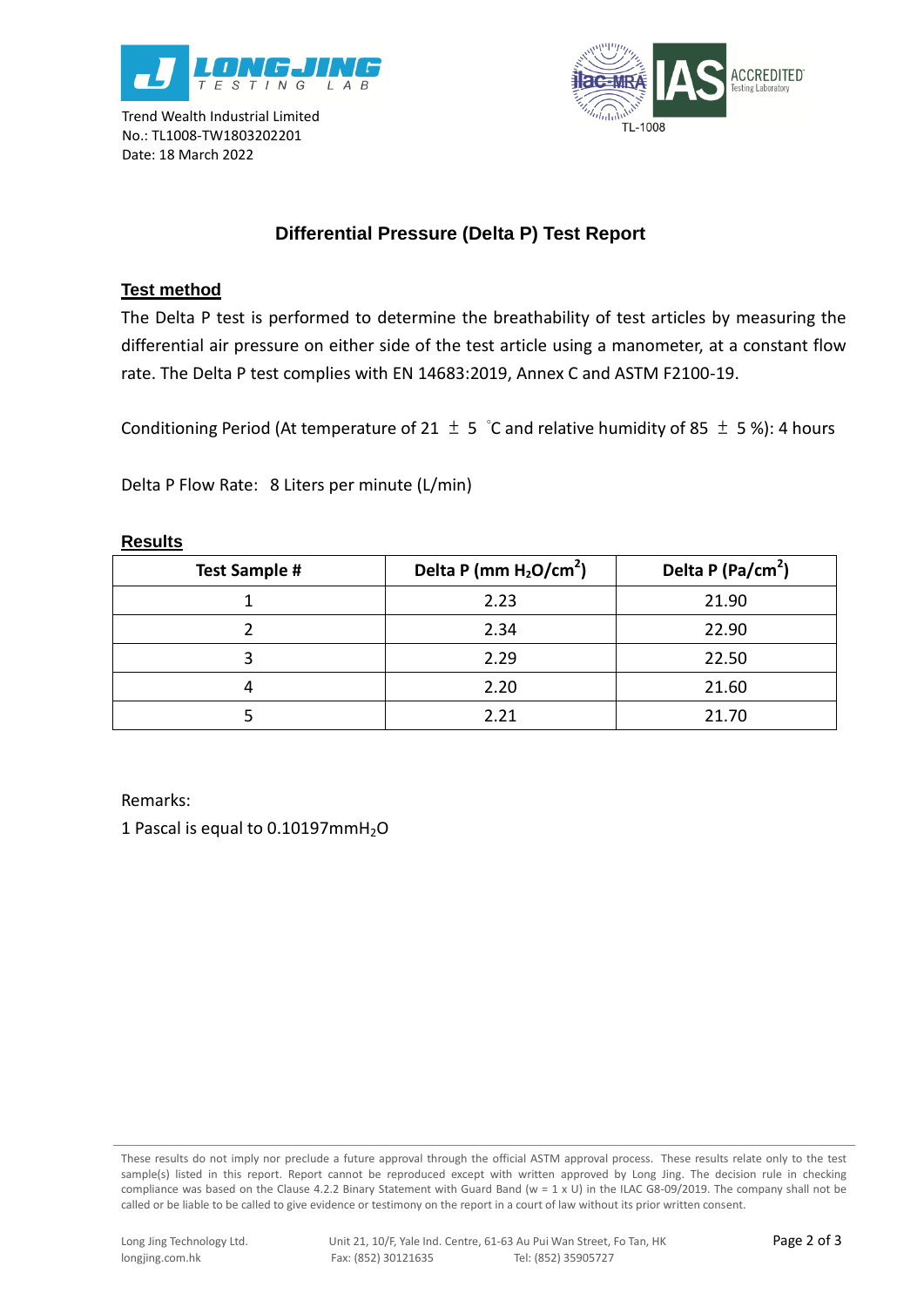Trend Wealth Industrial Limited
No.: TL1008-TW1803202201
Date: 18 March 2022

# Differential Pressure (Delta P) Test Report

## Test method

The Delta P test is performed to determine the breathability of test articles by measuring the differential air pressure on either side of the test article using a manometer, at a constant flow rate. The Delta P test complies with EN 14683:2019, Annex C and ASTM F2100-19.

Conditioning Period (At temperature of 21 ± 5 ˚C and relative humidity of 85 ± 5 %): 4 hours

Delta P Flow Rate: 8 Liters per minute (L/min)

## Results

| Test Sample # | Delta P (mm $H_2O/cm^2$) | Delta P ($Pa/cm^2$) |
|---|---|---|
| 1 | 2.23 | 21.90 |
| 2 | 2.34 | 22.90 |
| 3 | 2.29 | 22.50 |
| 4 | 2.20 | 21.60 |
| 5 | 2.21 | 21.70 |

Remarks:

1 Pascal is equal to 0.10197mm$H_2O$

These results do not imply nor preclude a future approval through the official ASTM approval process. These results relate only to the test sample(s) listed in this report. Report cannot be reproduced except with written approved by Long Jing. The decision rule in checking compliance was based on the Clause 4.2.2 Binary Statement with Guard Band (w = 1 x U) in the ILAC G8-09/2019. The company shall not be called or be liable to be called to give evidence or testimony on the report in a court of law without its prior written consent.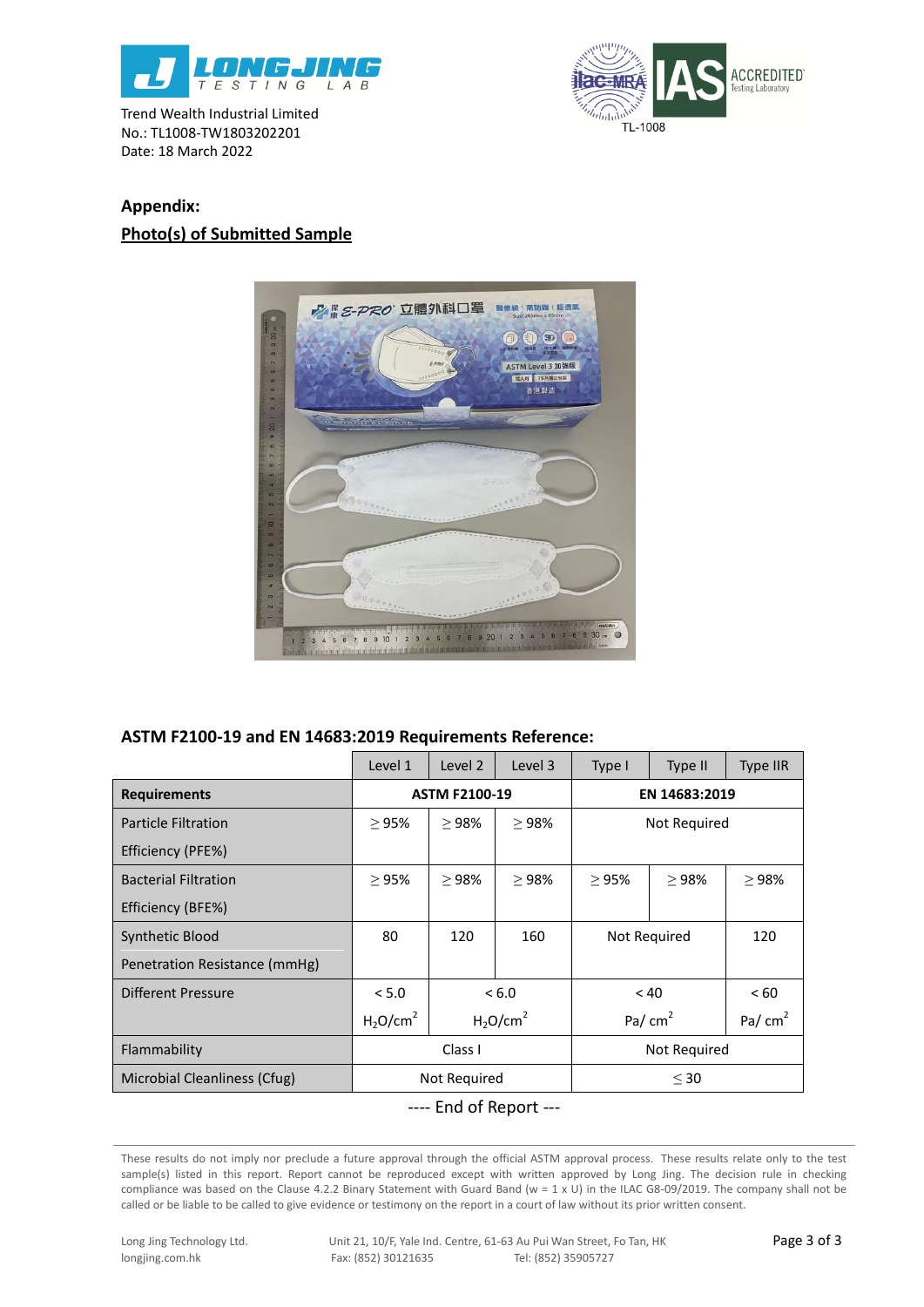Trend Wealth Industrial Limited
No.: TL1008-TW1803202201
Date: 18 March 2022

**Appendix:**

**Photo(s) of Submitted Sample**

### ASTM F2100-19 and EN 14683:2019 Requirements Reference:

| | Level 1 | Level 2 | Level 3 | Type I | Type II | Type IIR |
|---|---|---|---|---|---|---|
| **Requirements** | **ASTM F2100-19** | | | **EN 14683:2019** | | |
| Particle Filtration Efficiency (PFE%) | ≥ 95% | ≥ 98% | ≥ 98% | Not Required | | |
| Bacterial Filtration Efficiency (BFE%) | ≥ 95% | ≥ 98% | ≥ 98% | ≥ 95% | ≥ 98% | ≥ 98% |
| Synthetic Blood Penetration Resistance (mmHg) | 80 | 120 | 160 | Not Required | | 120 |
| Different Pressure | < 5.0 $H_2O/cm^2$ | < 6.0 $H_2O/cm^2$ | | < 40 Pa/ $cm^2$ | | < 60 Pa/ $cm^2$ |
| Flammability | Class I | | | Not Required | | |
| Microbial Cleanliness (Cfug) | Not Required | | | ≤ 30 | | |

---- End of Report ---

These results do not imply nor preclude a future approval through the official ASTM approval process. These results relate only to the test sample(s) listed in this report. Report cannot be reproduced except with written approved by Long Jing. The decision rule in checking compliance was based on the Clause 4.2.2 Binary Statement with Guard Band (w = 1 x U) in the ILAC G8-09/2019. The company shall not be called or be liable to be called to give evidence or testimony on the report in a court of law without its prior written consent.

Long Jing Technology Ltd.
longjing.com.hk

Unit 21, 10/F, Yale Ind. Centre, 61-63 Au Pui Wan Street, Fo Tan, HK
Fax: (852) 30121635 Tel: (852) 35905727